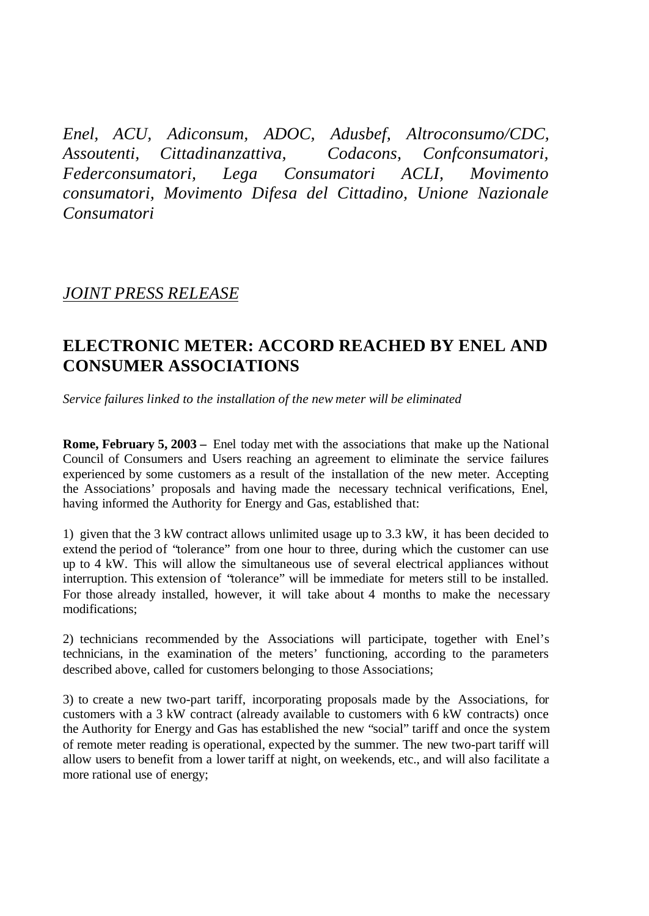*Enel, ACU, Adiconsum, ADOC, Adusbef, Altroconsumo/CDC, Assoutenti, Cittadinanzattiva, Codacons, Confconsumatori, Federconsumatori, Lega Consumatori ACLI, Movimento consumatori, Movimento Difesa del Cittadino, Unione Nazionale Consumatori*

*JOINT PRESS RELEASE*

## ELECTRONIC METER: ACCORD REACHED BY ENEL AND CONSUMER ASSOCIATIONS

*Service failures linked to the installation of the new meter will be eliminated*

**Rome, February 5, 2003 –** Enel today met with the associations that make up the National Council of Consumers and Users reaching an agreement to eliminate the service failures experienced by some customers as a result of the installation of the new meter. Accepting the Associations' proposals and having made the necessary technical verifications, Enel, having informed the Authority for Energy and Gas, established that:

1) given that the 3 kW contract allows unlimited usage up to 3.3 kW, it has been decided to extend the period of "tolerance" from one hour to three, during which the customer can use up to 4 kW. This will allow the simultaneous use of several electrical appliances without interruption. This extension of "tolerance" will be immediate for meters still to be installed. For those already installed, however, it will take about 4 months to make the necessary modifications;

2) technicians recommended by the Associations will participate, together with Enel's technicians, in the examination of the meters' functioning, according to the parameters described above, called for customers belonging to those Associations;

3) to create a new two-part tariff, incorporating proposals made by the Associations, for customers with a 3 kW contract (already available to customers with 6 kW contracts) once the Authority for Energy and Gas has established the new "social" tariff and once the system of remote meter reading is operational, expected by the summer. The new two-part tariff will allow users to benefit from a lower tariff at night, on weekends, etc., and will also facilitate a more rational use of energy;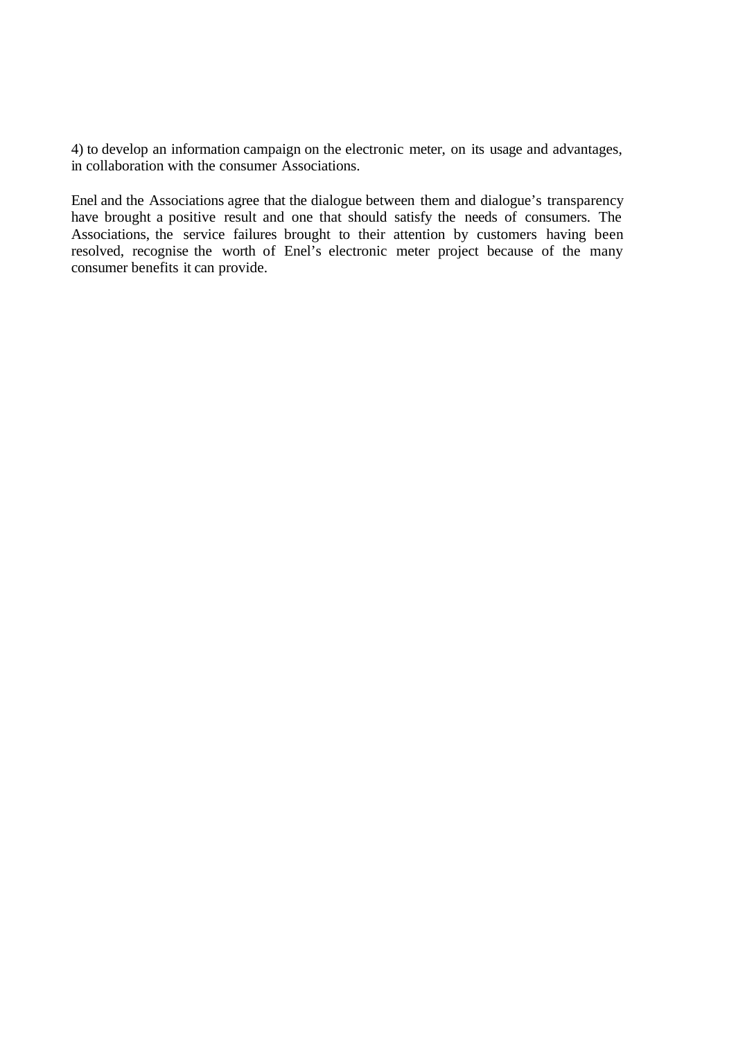4) to develop an information campaign on the electronic meter, on its usage and advantages, in collaboration with the consumer Associations.

Enel and the Associations agree that the dialogue between them and dialogue's transparency have brought a positive result and one that should satisfy the needs of consumers. The Associations, the service failures brought to their attention by customers having been resolved, recognise the worth of Enel's electronic meter project because of the many consumer benefits it can provide.